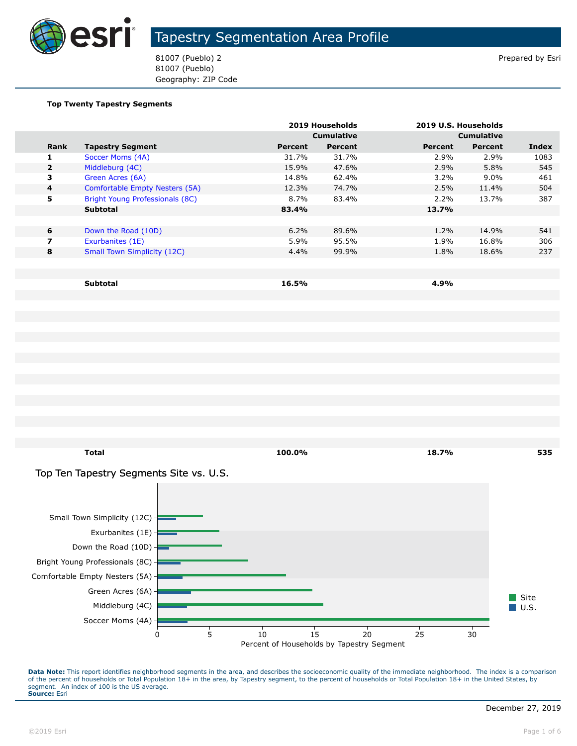# Tapestry Segmentation Area Profile

81007 (Pueblo) 2
81007 (Pueblo)
Geography: ZIP Code

Prepared by Esri

**Top Twenty Tapestry Segments**

| | | 2019 Households | | 2019 U.S. Households | | |
|---|---|---|---|---|---|---|
| | | | Cumulative | | Cumulative | |
| **Rank** | **Tapestry Segment** | **Percent** | **Percent** | **Percent** | **Percent** | **Index** |
| 1 | Soccer Moms (4A) | 31.7% | 31.7% | 2.9% | 2.9% | 1083 |
| 2 | Middleburg (4C) | 15.9% | 47.6% | 2.9% | 5.8% | 545 |
| 3 | Green Acres (6A) | 14.8% | 62.4% | 3.2% | 9.0% | 461 |
| 4 | Comfortable Empty Nesters (5A) | 12.3% | 74.7% | 2.5% | 11.4% | 504 |
| 5 | Bright Young Professionals (8C) | 8.7% | 83.4% | 2.2% | 13.7% | 387 |
| | **Subtotal** | **83.4%** | | **13.7%** | | |
| 6 | Down the Road (10D) | 6.2% | 89.6% | 1.2% | 14.9% | 541 |
| 7 | Exurbanites (1E) | 5.9% | 95.5% | 1.9% | 16.8% | 306 |
| 8 | Small Town Simplicity (12C) | 4.4% | 99.9% | 1.8% | 18.6% | 237 |
| | **Subtotal** | **16.5%** | | **4.9%** | | |
| | **Total** | **100.0%** | | **18.7%** | | **535** |

## Top Ten Tapestry Segments Site vs. U.S.

| Tapestry Segment | Site | U.S. |
|---|---|---|
| Small Town Simplicity (12C) | 4.4 | 1.8 |
| Exurbanites (1E) | 5.9 | 1.9 |
| Down the Road (10D) | 6.2 | 1.2 |
| Bright Young Professionals (8C) | 8.7 | 2.2 |
| Comfortable Empty Nesters (5A) | 12.3 | 2.5 |
| Green Acres (6A) | 14.8 | 3.2 |
| Middleburg (4C) | 15.9 | 2.9 |
| Soccer Moms (4A) | 31.7 | 2.9 |

Percent of Households by Tapestry Segment

**Data Note:** This report identifies neighborhood segments in the area, and describes the socioeconomic quality of the immediate neighborhood. The index is a comparison of the percent of households or Total Population 18+ in the area, by Tapestry segment, to the percent of households or Total Population 18+ in the United States, by segment. An index of 100 is the US average.
**Source:** Esri

December 27, 2019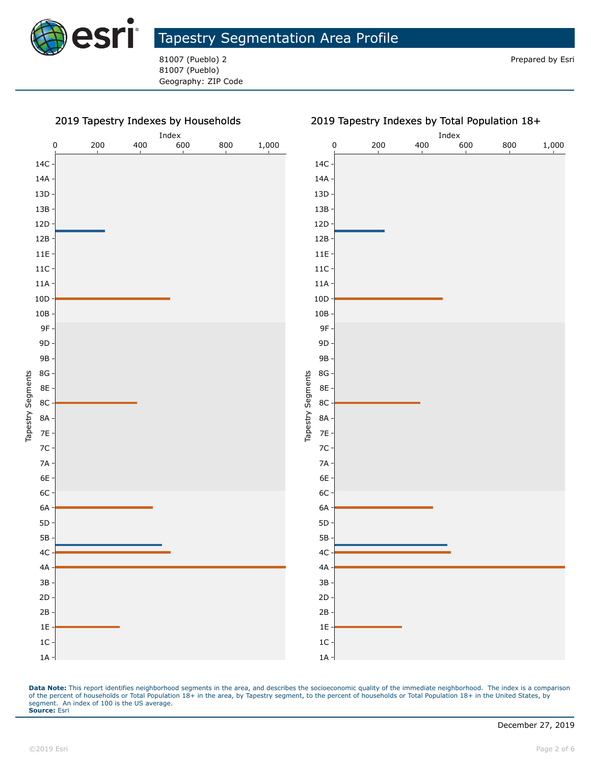# Tapestry Segmentation Area Profile

81007 (Pueblo) 2
81007 (Pueblo)
Geography: ZIP Code

Prepared by Esri

## 2019 Tapestry Indexes by Households

Index

0 200 400 600 800 1,000

Tapestry Segments

14C, 14A, 13D, 13B, 12D, 12B, 11E, 11C, 11A, 10D, 10B, 9F, 9D, 9B, 8G, 8E, 8C, 8A, 7E, 7C, 7A, 6E, 6C, 6A, 5D, 5B, 4C, 4A, 3B, 2D, 2B, 1E, 1C, 1A

## 2019 Tapestry Indexes by Total Population 18+

Index

0 200 400 600 800 1,000

Tapestry Segments

14C, 14A, 13D, 13B, 12D, 12B, 11E, 11C, 11A, 10D, 10B, 9F, 9D, 9B, 8G, 8E, 8C, 8A, 7E, 7C, 7A, 6E, 6C, 6A, 5D, 5B, 4C, 4A, 3B, 2D, 2B, 1E, 1C, 1A

**Data Note:** This report identifies neighborhood segments in the area, and describes the socioeconomic quality of the immediate neighborhood. The index is a comparison of the percent of households or Total Population 18+ in the area, by Tapestry segment, to the percent of households or Total Population 18+ in the United States, by segment. An index of 100 is the US average.
**Source:** Esri

December 27, 2019

©2019 Esri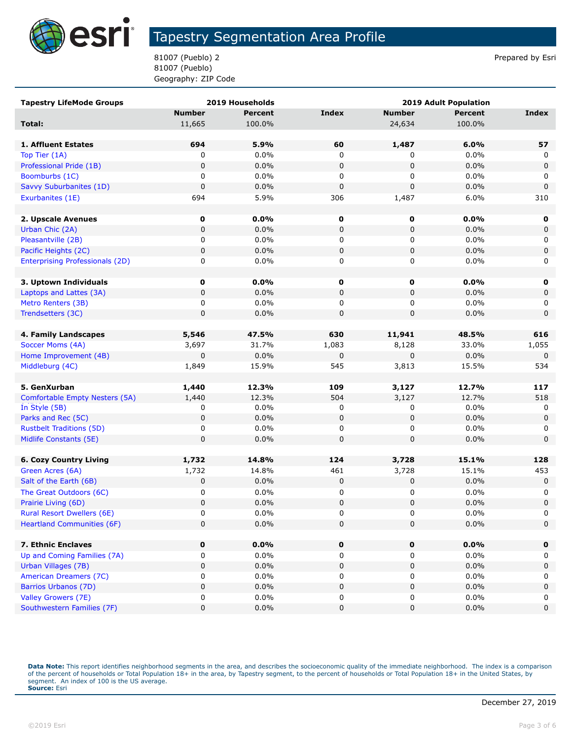# Tapestry Segmentation Area Profile

81007 (Pueblo) 2
81007 (Pueblo)
Geography: ZIP Code

Prepared by Esri

| Tapestry LifeMode Groups | 2019 Households | | | 2019 Adult Population | | |
|---|---|---|---|---|---|---|
| | Number | Percent | Index | Number | Percent | Index |
| **Total:** | 11,665 | 100.0% | | 24,634 | 100.0% | |
| | | | | | | |
| **1. Affluent Estates** | **694** | **5.9%** | **60** | **1,487** | **6.0%** | **57** |
| Top Tier (1A) | 0 | 0.0% | 0 | 0 | 0.0% | 0 |
| Professional Pride (1B) | 0 | 0.0% | 0 | 0 | 0.0% | 0 |
| Boomburbs (1C) | 0 | 0.0% | 0 | 0 | 0.0% | 0 |
| Savvy Suburbanites (1D) | 0 | 0.0% | 0 | 0 | 0.0% | 0 |
| Exurbanites (1E) | 694 | 5.9% | 306 | 1,487 | 6.0% | 310 |
| | | | | | | |
| **2. Upscale Avenues** | **0** | **0.0%** | **0** | **0** | **0.0%** | **0** |
| Urban Chic (2A) | 0 | 0.0% | 0 | 0 | 0.0% | 0 |
| Pleasantville (2B) | 0 | 0.0% | 0 | 0 | 0.0% | 0 |
| Pacific Heights (2C) | 0 | 0.0% | 0 | 0 | 0.0% | 0 |
| Enterprising Professionals (2D) | 0 | 0.0% | 0 | 0 | 0.0% | 0 |
| | | | | | | |
| **3. Uptown Individuals** | **0** | **0.0%** | **0** | **0** | **0.0%** | **0** |
| Laptops and Lattes (3A) | 0 | 0.0% | 0 | 0 | 0.0% | 0 |
| Metro Renters (3B) | 0 | 0.0% | 0 | 0 | 0.0% | 0 |
| Trendsetters (3C) | 0 | 0.0% | 0 | 0 | 0.0% | 0 |
| | | | | | | |
| **4. Family Landscapes** | **5,546** | **47.5%** | **630** | **11,941** | **48.5%** | **616** |
| Soccer Moms (4A) | 3,697 | 31.7% | 1,083 | 8,128 | 33.0% | 1,055 |
| Home Improvement (4B) | 0 | 0.0% | 0 | 0 | 0.0% | 0 |
| Middleburg (4C) | 1,849 | 15.9% | 545 | 3,813 | 15.5% | 534 |
| | | | | | | |
| **5. GenXurban** | **1,440** | **12.3%** | **109** | **3,127** | **12.7%** | **117** |
| Comfortable Empty Nesters (5A) | 1,440 | 12.3% | 504 | 3,127 | 12.7% | 518 |
| In Style (5B) | 0 | 0.0% | 0 | 0 | 0.0% | 0 |
| Parks and Rec (5C) | 0 | 0.0% | 0 | 0 | 0.0% | 0 |
| Rustbelt Traditions (5D) | 0 | 0.0% | 0 | 0 | 0.0% | 0 |
| Midlife Constants (5E) | 0 | 0.0% | 0 | 0 | 0.0% | 0 |
| | | | | | | |
| **6. Cozy Country Living** | **1,732** | **14.8%** | **124** | **3,728** | **15.1%** | **128** |
| Green Acres (6A) | 1,732 | 14.8% | 461 | 3,728 | 15.1% | 453 |
| Salt of the Earth (6B) | 0 | 0.0% | 0 | 0 | 0.0% | 0 |
| The Great Outdoors (6C) | 0 | 0.0% | 0 | 0 | 0.0% | 0 |
| Prairie Living (6D) | 0 | 0.0% | 0 | 0 | 0.0% | 0 |
| Rural Resort Dwellers (6E) | 0 | 0.0% | 0 | 0 | 0.0% | 0 |
| Heartland Communities (6F) | 0 | 0.0% | 0 | 0 | 0.0% | 0 |
| | | | | | | |
| **7. Ethnic Enclaves** | **0** | **0.0%** | **0** | **0** | **0.0%** | **0** |
| Up and Coming Families (7A) | 0 | 0.0% | 0 | 0 | 0.0% | 0 |
| Urban Villages (7B) | 0 | 0.0% | 0 | 0 | 0.0% | 0 |
| American Dreamers (7C) | 0 | 0.0% | 0 | 0 | 0.0% | 0 |
| Barrios Urbanos (7D) | 0 | 0.0% | 0 | 0 | 0.0% | 0 |
| Valley Growers (7E) | 0 | 0.0% | 0 | 0 | 0.0% | 0 |
| Southwestern Families (7F) | 0 | 0.0% | 0 | 0 | 0.0% | 0 |

**Data Note:** This report identifies neighborhood segments in the area, and describes the socioeconomic quality of the immediate neighborhood. The index is a comparison of the percent of households or Total Population 18+ in the area, by Tapestry segment, to the percent of households or Total Population 18+ in the United States, by segment. An index of 100 is the US average.
**Source:** Esri

December 27, 2019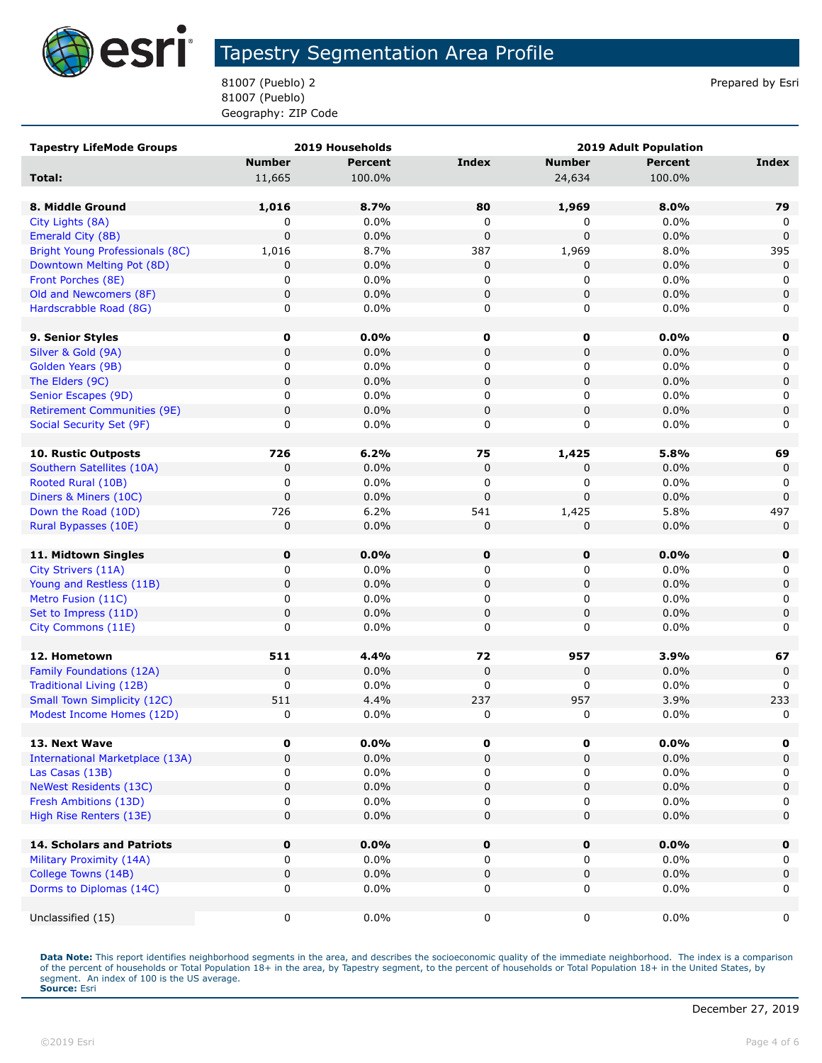# Tapestry Segmentation Area Profile

81007 (Pueblo) 2
81007 (Pueblo)
Geography: ZIP Code

Prepared by Esri

| Tapestry LifeMode Groups | 2019 Households | | | 2019 Adult Population | | |
|---|---|---|---|---|---|---|
| | Number | Percent | Index | Number | Percent | Index |
| **Total:** | 11,665 | 100.0% | | 24,634 | 100.0% | |
| | | | | | | |
| **8. Middle Ground** | **1,016** | **8.7%** | **80** | **1,969** | **8.0%** | **79** |
| City Lights (8A) | 0 | 0.0% | 0 | 0 | 0.0% | 0 |
| Emerald City (8B) | 0 | 0.0% | 0 | 0 | 0.0% | 0 |
| Bright Young Professionals (8C) | 1,016 | 8.7% | 387 | 1,969 | 8.0% | 395 |
| Downtown Melting Pot (8D) | 0 | 0.0% | 0 | 0 | 0.0% | 0 |
| Front Porches (8E) | 0 | 0.0% | 0 | 0 | 0.0% | 0 |
| Old and Newcomers (8F) | 0 | 0.0% | 0 | 0 | 0.0% | 0 |
| Hardscrabble Road (8G) | 0 | 0.0% | 0 | 0 | 0.0% | 0 |
| | | | | | | |
| **9. Senior Styles** | **0** | **0.0%** | **0** | **0** | **0.0%** | **0** |
| Silver & Gold (9A) | 0 | 0.0% | 0 | 0 | 0.0% | 0 |
| Golden Years (9B) | 0 | 0.0% | 0 | 0 | 0.0% | 0 |
| The Elders (9C) | 0 | 0.0% | 0 | 0 | 0.0% | 0 |
| Senior Escapes (9D) | 0 | 0.0% | 0 | 0 | 0.0% | 0 |
| Retirement Communities (9E) | 0 | 0.0% | 0 | 0 | 0.0% | 0 |
| Social Security Set (9F) | 0 | 0.0% | 0 | 0 | 0.0% | 0 |
| | | | | | | |
| **10. Rustic Outposts** | **726** | **6.2%** | **75** | **1,425** | **5.8%** | **69** |
| Southern Satellites (10A) | 0 | 0.0% | 0 | 0 | 0.0% | 0 |
| Rooted Rural (10B) | 0 | 0.0% | 0 | 0 | 0.0% | 0 |
| Diners & Miners (10C) | 0 | 0.0% | 0 | 0 | 0.0% | 0 |
| Down the Road (10D) | 726 | 6.2% | 541 | 1,425 | 5.8% | 497 |
| Rural Bypasses (10E) | 0 | 0.0% | 0 | 0 | 0.0% | 0 |
| | | | | | | |
| **11. Midtown Singles** | **0** | **0.0%** | **0** | **0** | **0.0%** | **0** |
| City Strivers (11A) | 0 | 0.0% | 0 | 0 | 0.0% | 0 |
| Young and Restless (11B) | 0 | 0.0% | 0 | 0 | 0.0% | 0 |
| Metro Fusion (11C) | 0 | 0.0% | 0 | 0 | 0.0% | 0 |
| Set to Impress (11D) | 0 | 0.0% | 0 | 0 | 0.0% | 0 |
| City Commons (11E) | 0 | 0.0% | 0 | 0 | 0.0% | 0 |
| | | | | | | |
| **12. Hometown** | **511** | **4.4%** | **72** | **957** | **3.9%** | **67** |
| Family Foundations (12A) | 0 | 0.0% | 0 | 0 | 0.0% | 0 |
| Traditional Living (12B) | 0 | 0.0% | 0 | 0 | 0.0% | 0 |
| Small Town Simplicity (12C) | 511 | 4.4% | 237 | 957 | 3.9% | 233 |
| Modest Income Homes (12D) | 0 | 0.0% | 0 | 0 | 0.0% | 0 |
| | | | | | | |
| **13. Next Wave** | **0** | **0.0%** | **0** | **0** | **0.0%** | **0** |
| International Marketplace (13A) | 0 | 0.0% | 0 | 0 | 0.0% | 0 |
| Las Casas (13B) | 0 | 0.0% | 0 | 0 | 0.0% | 0 |
| NeWest Residents (13C) | 0 | 0.0% | 0 | 0 | 0.0% | 0 |
| Fresh Ambitions (13D) | 0 | 0.0% | 0 | 0 | 0.0% | 0 |
| High Rise Renters (13E) | 0 | 0.0% | 0 | 0 | 0.0% | 0 |
| | | | | | | |
| **14. Scholars and Patriots** | **0** | **0.0%** | **0** | **0** | **0.0%** | **0** |
| Military Proximity (14A) | 0 | 0.0% | 0 | 0 | 0.0% | 0 |
| College Towns (14B) | 0 | 0.0% | 0 | 0 | 0.0% | 0 |
| Dorms to Diplomas (14C) | 0 | 0.0% | 0 | 0 | 0.0% | 0 |
| | | | | | | |
| Unclassified (15) | 0 | 0.0% | 0 | 0 | 0.0% | 0 |

**Data Note:** This report identifies neighborhood segments in the area, and describes the socioeconomic quality of the immediate neighborhood. The index is a comparison of the percent of households or Total Population 18+ in the area, by Tapestry segment, to the percent of households or Total Population 18+ in the United States, by segment. An index of 100 is the US average.
**Source:** Esri

December 27, 2019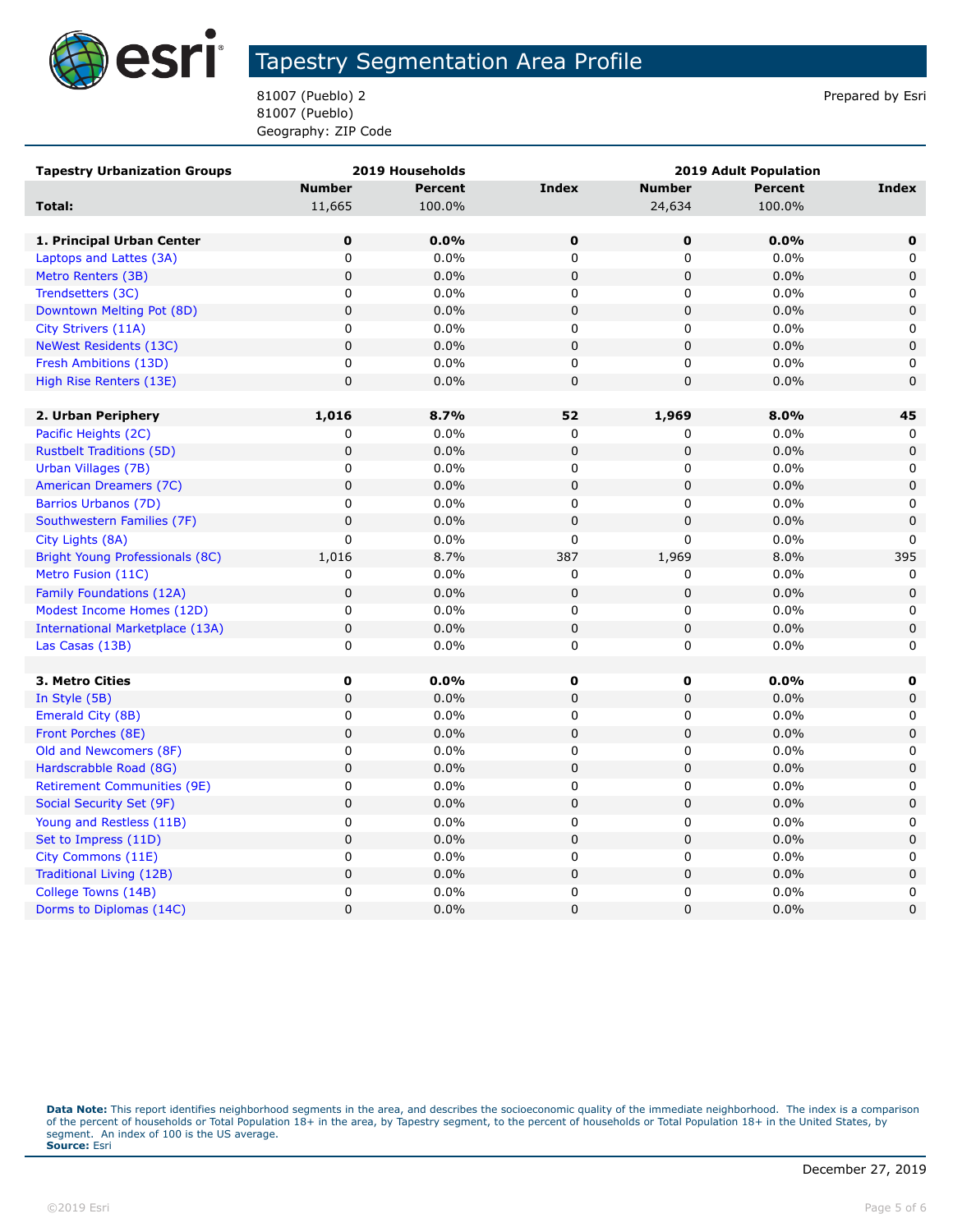# Tapestry Segmentation Area Profile

81007 (Pueblo) 2
81007 (Pueblo)
Geography: ZIP Code

Prepared by Esri

| Tapestry Urbanization Groups | 2019 Households | | | 2019 Adult Population | | |
|---|---|---|---|---|---|---|
| | Number | Percent | Index | Number | Percent | Index |
| **Total:** | 11,665 | 100.0% | | 24,634 | 100.0% | |
| | | | | | | |
| **1. Principal Urban Center** | **0** | **0.0%** | **0** | **0** | **0.0%** | **0** |
| Laptops and Lattes (3A) | 0 | 0.0% | 0 | 0 | 0.0% | 0 |
| Metro Renters (3B) | 0 | 0.0% | 0 | 0 | 0.0% | 0 |
| Trendsetters (3C) | 0 | 0.0% | 0 | 0 | 0.0% | 0 |
| Downtown Melting Pot (8D) | 0 | 0.0% | 0 | 0 | 0.0% | 0 |
| City Strivers (11A) | 0 | 0.0% | 0 | 0 | 0.0% | 0 |
| NeWest Residents (13C) | 0 | 0.0% | 0 | 0 | 0.0% | 0 |
| Fresh Ambitions (13D) | 0 | 0.0% | 0 | 0 | 0.0% | 0 |
| High Rise Renters (13E) | 0 | 0.0% | 0 | 0 | 0.0% | 0 |
| | | | | | | |
| **2. Urban Periphery** | **1,016** | **8.7%** | **52** | **1,969** | **8.0%** | **45** |
| Pacific Heights (2C) | 0 | 0.0% | 0 | 0 | 0.0% | 0 |
| Rustbelt Traditions (5D) | 0 | 0.0% | 0 | 0 | 0.0% | 0 |
| Urban Villages (7B) | 0 | 0.0% | 0 | 0 | 0.0% | 0 |
| American Dreamers (7C) | 0 | 0.0% | 0 | 0 | 0.0% | 0 |
| Barrios Urbanos (7D) | 0 | 0.0% | 0 | 0 | 0.0% | 0 |
| Southwestern Families (7F) | 0 | 0.0% | 0 | 0 | 0.0% | 0 |
| City Lights (8A) | 0 | 0.0% | 0 | 0 | 0.0% | 0 |
| Bright Young Professionals (8C) | 1,016 | 8.7% | 387 | 1,969 | 8.0% | 395 |
| Metro Fusion (11C) | 0 | 0.0% | 0 | 0 | 0.0% | 0 |
| Family Foundations (12A) | 0 | 0.0% | 0 | 0 | 0.0% | 0 |
| Modest Income Homes (12D) | 0 | 0.0% | 0 | 0 | 0.0% | 0 |
| International Marketplace (13A) | 0 | 0.0% | 0 | 0 | 0.0% | 0 |
| Las Casas (13B) | 0 | 0.0% | 0 | 0 | 0.0% | 0 |
| | | | | | | |
| **3. Metro Cities** | **0** | **0.0%** | **0** | **0** | **0.0%** | **0** |
| In Style (5B) | 0 | 0.0% | 0 | 0 | 0.0% | 0 |
| Emerald City (8B) | 0 | 0.0% | 0 | 0 | 0.0% | 0 |
| Front Porches (8E) | 0 | 0.0% | 0 | 0 | 0.0% | 0 |
| Old and Newcomers (8F) | 0 | 0.0% | 0 | 0 | 0.0% | 0 |
| Hardscrabble Road (8G) | 0 | 0.0% | 0 | 0 | 0.0% | 0 |
| Retirement Communities (9E) | 0 | 0.0% | 0 | 0 | 0.0% | 0 |
| Social Security Set (9F) | 0 | 0.0% | 0 | 0 | 0.0% | 0 |
| Young and Restless (11B) | 0 | 0.0% | 0 | 0 | 0.0% | 0 |
| Set to Impress (11D) | 0 | 0.0% | 0 | 0 | 0.0% | 0 |
| City Commons (11E) | 0 | 0.0% | 0 | 0 | 0.0% | 0 |
| Traditional Living (12B) | 0 | 0.0% | 0 | 0 | 0.0% | 0 |
| College Towns (14B) | 0 | 0.0% | 0 | 0 | 0.0% | 0 |
| Dorms to Diplomas (14C) | 0 | 0.0% | 0 | 0 | 0.0% | 0 |

**Data Note:** This report identifies neighborhood segments in the area, and describes the socioeconomic quality of the immediate neighborhood. The index is a comparison of the percent of households or Total Population 18+ in the area, by Tapestry segment, to the percent of households or Total Population 18+ in the United States, by segment. An index of 100 is the US average.
**Source:** Esri

December 27, 2019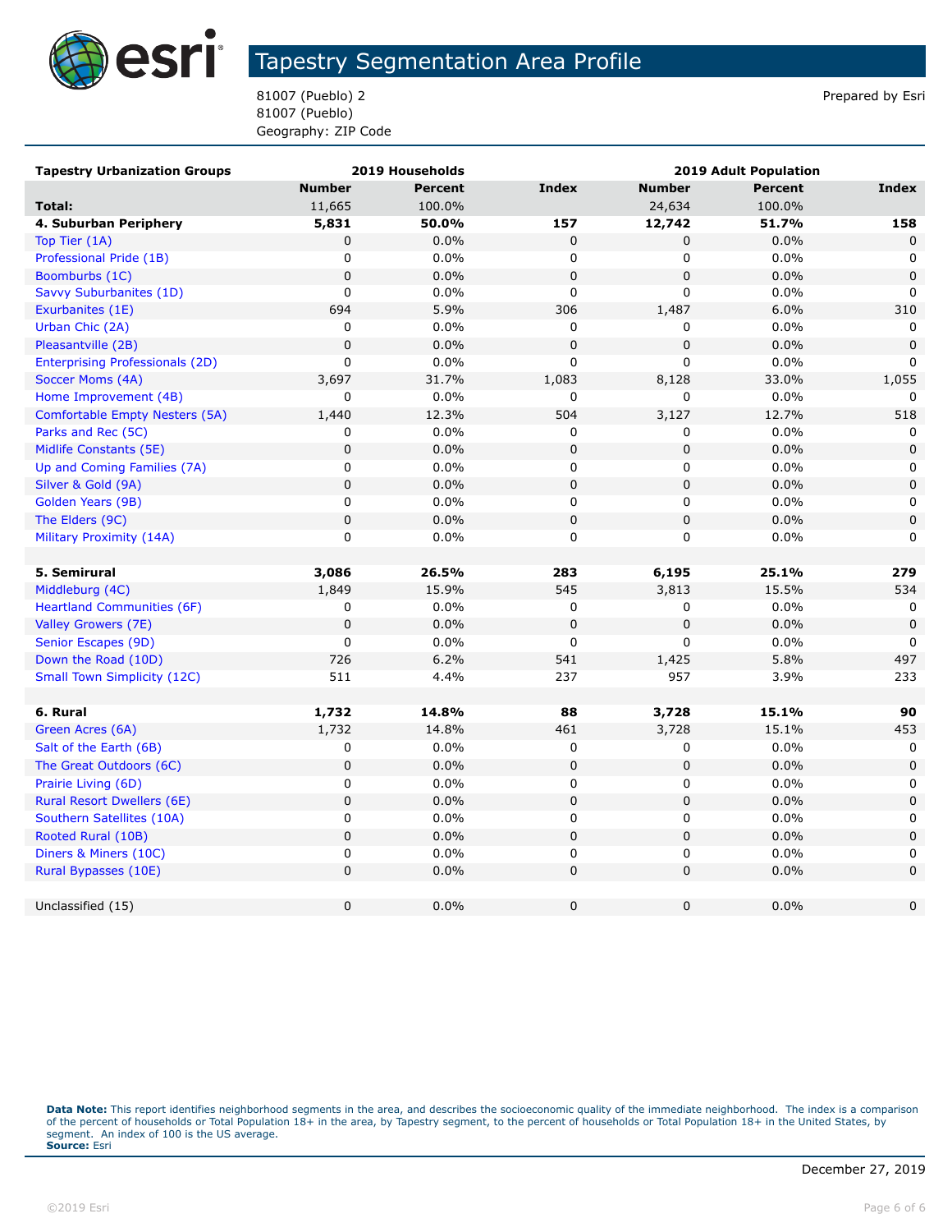# Tapestry Segmentation Area Profile

81007 (Pueblo) 2
81007 (Pueblo)
Geography: ZIP Code

Prepared by Esri

| Tapestry Urbanization Groups | 2019 Households | | | 2019 Adult Population | | |
|---|---|---|---|---|---|---|
| | Number | Percent | Index | Number | Percent | Index |
| **Total:** | 11,665 | 100.0% | | 24,634 | 100.0% | |
| **4. Suburban Periphery** | **5,831** | **50.0%** | **157** | **12,742** | **51.7%** | **158** |
| Top Tier (1A) | 0 | 0.0% | 0 | 0 | 0.0% | 0 |
| Professional Pride (1B) | 0 | 0.0% | 0 | 0 | 0.0% | 0 |
| Boomburbs (1C) | 0 | 0.0% | 0 | 0 | 0.0% | 0 |
| Savvy Suburbanites (1D) | 0 | 0.0% | 0 | 0 | 0.0% | 0 |
| Exurbanites (1E) | 694 | 5.9% | 306 | 1,487 | 6.0% | 310 |
| Urban Chic (2A) | 0 | 0.0% | 0 | 0 | 0.0% | 0 |
| Pleasantville (2B) | 0 | 0.0% | 0 | 0 | 0.0% | 0 |
| Enterprising Professionals (2D) | 0 | 0.0% | 0 | 0 | 0.0% | 0 |
| Soccer Moms (4A) | 3,697 | 31.7% | 1,083 | 8,128 | 33.0% | 1,055 |
| Home Improvement (4B) | 0 | 0.0% | 0 | 0 | 0.0% | 0 |
| Comfortable Empty Nesters (5A) | 1,440 | 12.3% | 504 | 3,127 | 12.7% | 518 |
| Parks and Rec (5C) | 0 | 0.0% | 0 | 0 | 0.0% | 0 |
| Midlife Constants (5E) | 0 | 0.0% | 0 | 0 | 0.0% | 0 |
| Up and Coming Families (7A) | 0 | 0.0% | 0 | 0 | 0.0% | 0 |
| Silver & Gold (9A) | 0 | 0.0% | 0 | 0 | 0.0% | 0 |
| Golden Years (9B) | 0 | 0.0% | 0 | 0 | 0.0% | 0 |
| The Elders (9C) | 0 | 0.0% | 0 | 0 | 0.0% | 0 |
| Military Proximity (14A) | 0 | 0.0% | 0 | 0 | 0.0% | 0 |
| | | | | | | |
| **5. Semirural** | **3,086** | **26.5%** | **283** | **6,195** | **25.1%** | **279** |
| Middleburg (4C) | 1,849 | 15.9% | 545 | 3,813 | 15.5% | 534 |
| Heartland Communities (6F) | 0 | 0.0% | 0 | 0 | 0.0% | 0 |
| Valley Growers (7E) | 0 | 0.0% | 0 | 0 | 0.0% | 0 |
| Senior Escapes (9D) | 0 | 0.0% | 0 | 0 | 0.0% | 0 |
| Down the Road (10D) | 726 | 6.2% | 541 | 1,425 | 5.8% | 497 |
| Small Town Simplicity (12C) | 511 | 4.4% | 237 | 957 | 3.9% | 233 |
| | | | | | | |
| **6. Rural** | **1,732** | **14.8%** | **88** | **3,728** | **15.1%** | **90** |
| Green Acres (6A) | 1,732 | 14.8% | 461 | 3,728 | 15.1% | 453 |
| Salt of the Earth (6B) | 0 | 0.0% | 0 | 0 | 0.0% | 0 |
| The Great Outdoors (6C) | 0 | 0.0% | 0 | 0 | 0.0% | 0 |
| Prairie Living (6D) | 0 | 0.0% | 0 | 0 | 0.0% | 0 |
| Rural Resort Dwellers (6E) | 0 | 0.0% | 0 | 0 | 0.0% | 0 |
| Southern Satellites (10A) | 0 | 0.0% | 0 | 0 | 0.0% | 0 |
| Rooted Rural (10B) | 0 | 0.0% | 0 | 0 | 0.0% | 0 |
| Diners & Miners (10C) | 0 | 0.0% | 0 | 0 | 0.0% | 0 |
| Rural Bypasses (10E) | 0 | 0.0% | 0 | 0 | 0.0% | 0 |
| | | | | | | |
| Unclassified (15) | 0 | 0.0% | 0 | 0 | 0.0% | 0 |

**Data Note:** This report identifies neighborhood segments in the area, and describes the socioeconomic quality of the immediate neighborhood. The index is a comparison of the percent of households or Total Population 18+ in the area, by Tapestry segment, to the percent of households or Total Population 18+ in the United States, by segment. An index of 100 is the US average.
**Source:** Esri

December 27, 2019

©2019 Esri